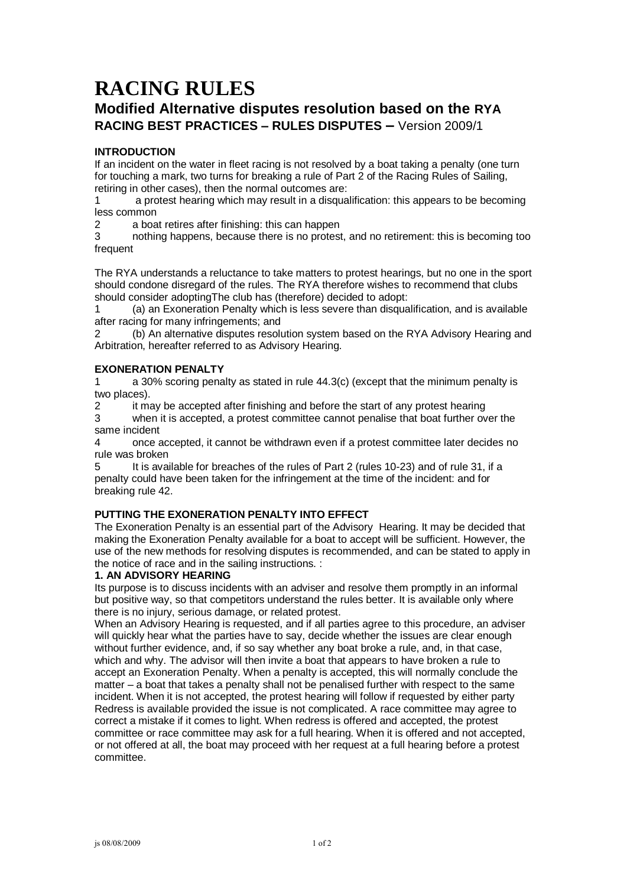# RACING RULES

## Modified Alternative disputes resolution based on the RYA

### RACING BEST PRACTICES – RULES DISPUTES – Version 2009/1

**INTRODUCTION**

If an incident on the water in fleet racing is not resolved by a boat taking a penalty (one turn for touching a mark, two turns for breaking a rule of Part 2 of the Racing Rules of Sailing, retiring in other cases), then the normal outcomes are:

1 a protest hearing which may result in a disqualification: this appears to be becoming less common

2 a boat retires after finishing: this can happen

3 nothing happens, because there is no protest, and no retirement: this is becoming too frequent

The RYA understands a reluctance to take matters to protest hearings, but no one in the sport should condone disregard of the rules. The RYA therefore wishes to recommend that clubs should consider adoptingThe club has (therefore) decided to adopt:

1 (a) an Exoneration Penalty which is less severe than disqualification, and is available after racing for many infringements; and

2 (b) An alternative disputes resolution system based on the RYA Advisory Hearing and Arbitration, hereafter referred to as Advisory Hearing.

**EXONERATION PENALTY**

1 a 30% scoring penalty as stated in rule 44.3(c) (except that the minimum penalty is two places).

2 it may be accepted after finishing and before the start of any protest hearing

3 when it is accepted, a protest committee cannot penalise that boat further over the same incident

4 once accepted, it cannot be withdrawn even if a protest committee later decides no rule was broken

5 It is available for breaches of the rules of Part 2 (rules 10-23) and of rule 31, if a penalty could have been taken for the infringement at the time of the incident: and for breaking rule 42.

**PUTTING THE EXONERATION PENALTY INTO EFFECT**

The Exoneration Penalty is an essential part of the Advisory Hearing. It may be decided that making the Exoneration Penalty available for a boat to accept will be sufficient. However, the use of the new methods for resolving disputes is recommended, and can be stated to apply in the notice of race and in the sailing instructions. :

**1. AN ADVISORY HEARING**

Its purpose is to discuss incidents with an adviser and resolve them promptly in an informal but positive way, so that competitors understand the rules better. It is available only where there is no injury, serious damage, or related protest.

When an Advisory Hearing is requested, and if all parties agree to this procedure, an adviser will quickly hear what the parties have to say, decide whether the issues are clear enough without further evidence, and, if so say whether any boat broke a rule, and, in that case, which and why. The advisor will then invite a boat that appears to have broken a rule to accept an Exoneration Penalty. When a penalty is accepted, this will normally conclude the matter – a boat that takes a penalty shall not be penalised further with respect to the same incident. When it is not accepted, the protest hearing will follow if requested by either party Redress is available provided the issue is not complicated. A race committee may agree to correct a mistake if it comes to light. When redress is offered and accepted, the protest committee or race committee may ask for a full hearing. When it is offered and not accepted, or not offered at all, the boat may proceed with her request at a full hearing before a protest committee.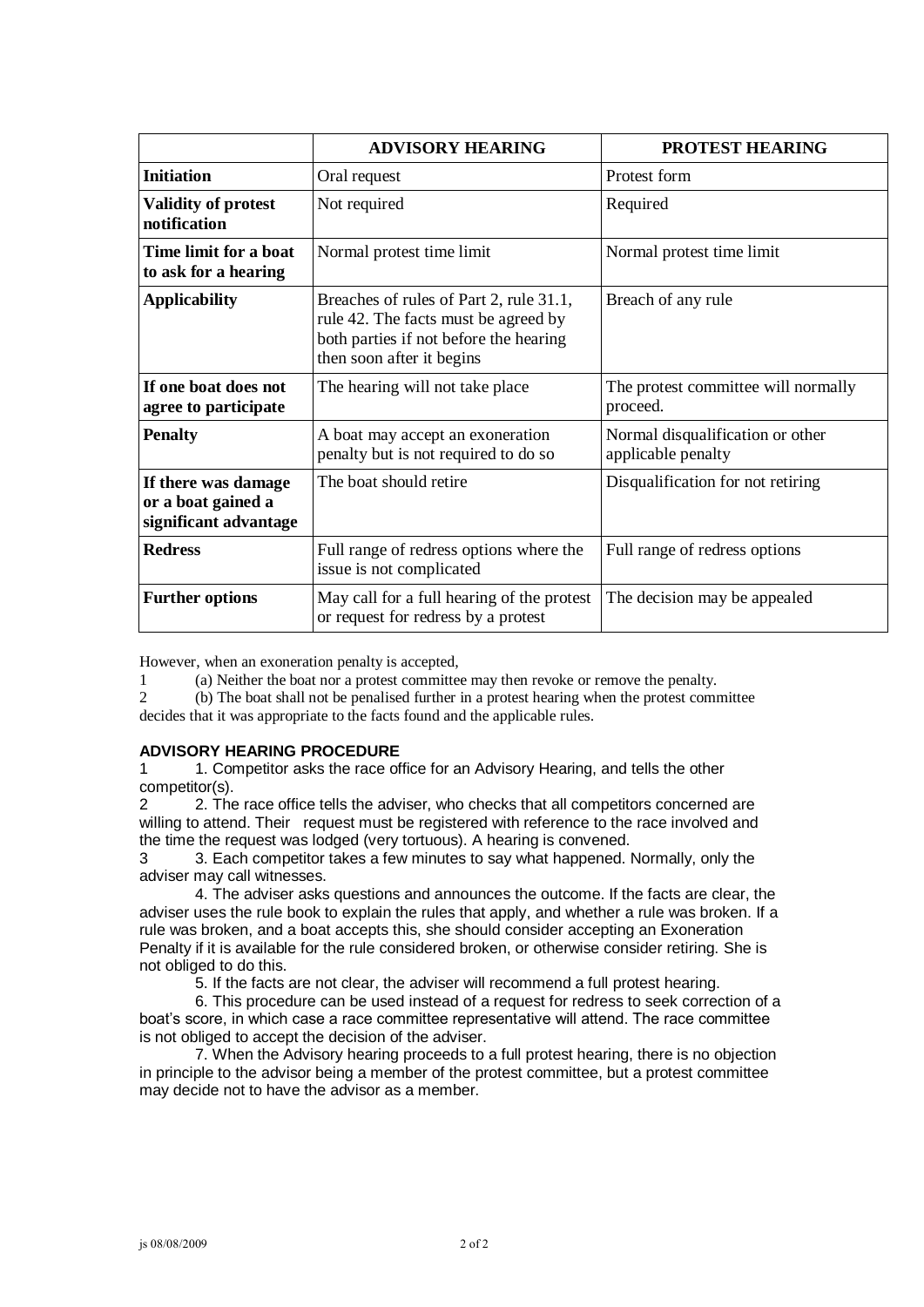| | ADVISORY HEARING | PROTEST HEARING |
|---|---|---|
| **Initiation** | Oral request | Protest form |
| **Validity of protest notification** | Not required | Required |
| **Time limit for a boat to ask for a hearing** | Normal protest time limit | Normal protest time limit |
| **Applicability** | Breaches of rules of Part 2, rule 31.1, rule 42. The facts must be agreed by both parties if not before the hearing then soon after it begins | Breach of any rule |
| **If one boat does not agree to participate** | The hearing will not take place | The protest committee will normally proceed. |
| **Penalty** | A boat may accept an exoneration penalty but is not required to do so | Normal disqualification or other applicable penalty |
| **If there was damage or a boat gained a significant advantage** | The boat should retire | Disqualification for not retiring |
| **Redress** | Full range of redress options where the issue is not complicated | Full range of redress options |
| **Further options** | May call for a full hearing of the protest or request for redress by a protest | The decision may be appealed |

However, when an exoneration penalty is accepted,

1 (a) Neither the boat nor a protest committee may then revoke or remove the penalty.

2 (b) The boat shall not be penalised further in a protest hearing when the protest committee decides that it was appropriate to the facts found and the applicable rules.

**ADVISORY HEARING PROCEDURE**

1 1. Competitor asks the race office for an Advisory Hearing, and tells the other competitor(s).

2 2. The race office tells the adviser, who checks that all competitors concerned are willing to attend. Their request must be registered with reference to the race involved and the time the request was lodged (very tortuous). A hearing is convened.

3 3. Each competitor takes a few minutes to say what happened. Normally, only the adviser may call witnesses.

4. The adviser asks questions and announces the outcome. If the facts are clear, the adviser uses the rule book to explain the rules that apply, and whether a rule was broken. If a rule was broken, and a boat accepts this, she should consider accepting an Exoneration Penalty if it is available for the rule considered broken, or otherwise consider retiring. She is not obliged to do this.

5. If the facts are not clear, the adviser will recommend a full protest hearing.

6. This procedure can be used instead of a request for redress to seek correction of a boat's score, in which case a race committee representative will attend. The race committee is not obliged to accept the decision of the adviser.

7. When the Advisory hearing proceeds to a full protest hearing, there is no objection in principle to the advisor being a member of the protest committee, but a protest committee may decide not to have the advisor as a member.

js 08/08/2009